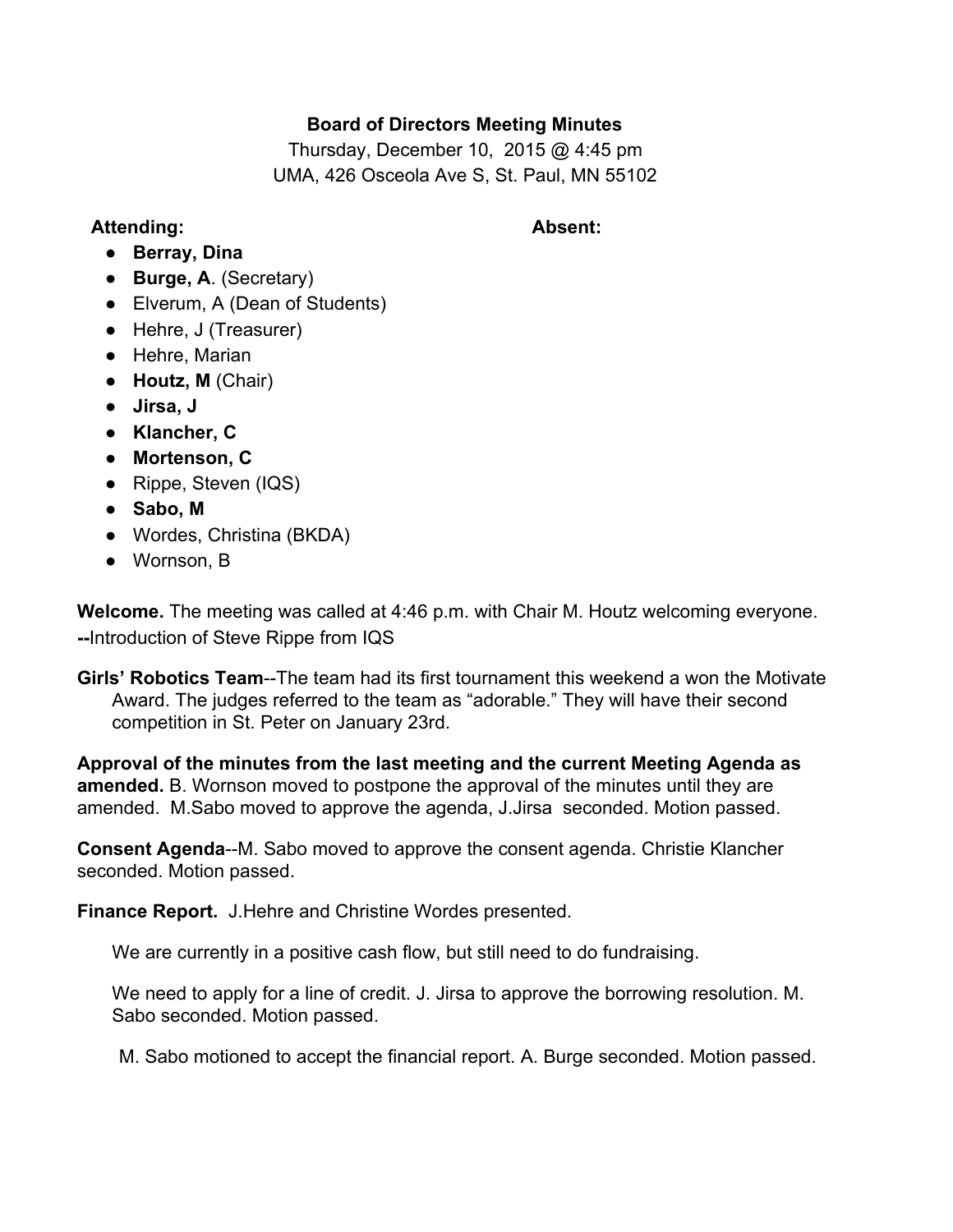**Board of Directors Meeting Minutes**

Thursday, December 10, 2015 @ 4:45 pm

UMA, 426 Osceola Ave S, St. Paul, MN 55102

**Attending:** **Absent:**

- **Berray, Dina**
- **Burge, A**. (Secretary)
- Elverum, A (Dean of Students)
- Hehre, J (Treasurer)
- Hehre, Marian
- **Houtz, M** (Chair)
- **Jirsa, J**
- **Klancher, C**
- **Mortenson, C**
- Rippe, Steven (IQS)
- **Sabo, M**
- Wordes, Christina (BKDA)
- Wornson, B

**Welcome.** The meeting was called at 4:46 p.m. with Chair M. Houtz welcoming everyone.
**--**Introduction of Steve Rippe from IQS

**Girls' Robotics Team**--The team had its first tournament this weekend a won the Motivate Award. The judges referred to the team as "adorable." They will have their second competition in St. Peter on January 23rd.

**Approval of the minutes from the last meeting and the current Meeting Agenda as amended.** B. Wornson moved to postpone the approval of the minutes until they are amended. M.Sabo moved to approve the agenda, J.Jirsa seconded. Motion passed.

**Consent Agenda**--M. Sabo moved to approve the consent agenda. Christie Klancher seconded. Motion passed.

**Finance Report.** J.Hehre and Christine Wordes presented.

We are currently in a positive cash flow, but still need to do fundraising.

We need to apply for a line of credit. J. Jirsa to approve the borrowing resolution. M. Sabo seconded. Motion passed.

M. Sabo motioned to accept the financial report. A. Burge seconded. Motion passed.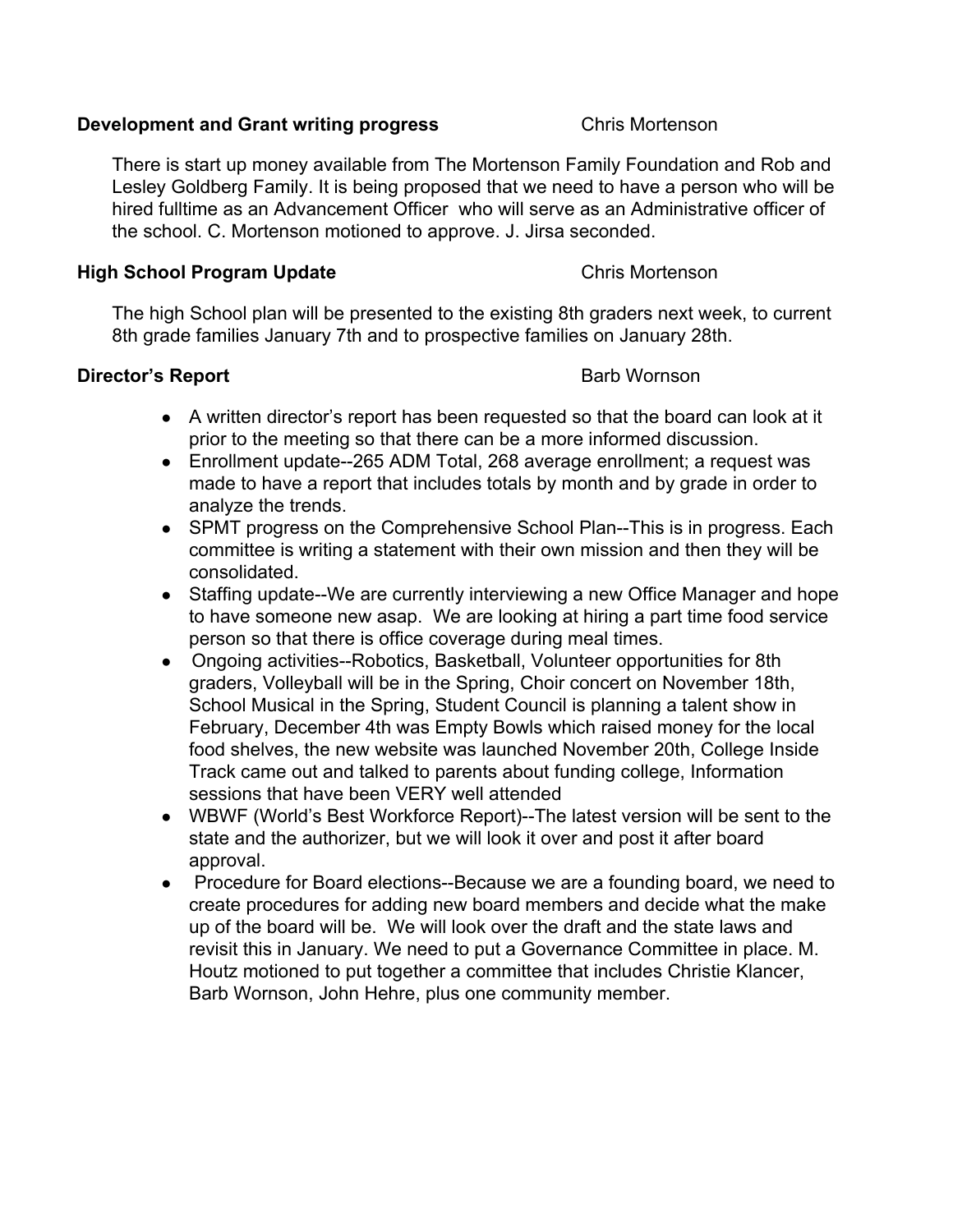**Development and Grant writing progress** Chris Mortenson

There is start up money available from The Mortenson Family Foundation and Rob and Lesley Goldberg Family. It is being proposed that we need to have a person who will be hired fulltime as an Advancement Officer who will serve as an Administrative officer of the school. C. Mortenson motioned to approve. J. Jirsa seconded.

**High School Program Update** Chris Mortenson

The high School plan will be presented to the existing 8th graders next week, to current 8th grade families January 7th and to prospective families on January 28th.

**Director's Report** Barb Wornson

- A written director's report has been requested so that the board can look at it prior to the meeting so that there can be a more informed discussion.
- Enrollment update--265 ADM Total, 268 average enrollment; a request was made to have a report that includes totals by month and by grade in order to analyze the trends.
- SPMT progress on the Comprehensive School Plan--This is in progress. Each committee is writing a statement with their own mission and then they will be consolidated.
- Staffing update--We are currently interviewing a new Office Manager and hope to have someone new asap. We are looking at hiring a part time food service person so that there is office coverage during meal times.
- Ongoing activities--Robotics, Basketball, Volunteer opportunities for 8th graders, Volleyball will be in the Spring, Choir concert on November 18th, School Musical in the Spring, Student Council is planning a talent show in February, December 4th was Empty Bowls which raised money for the local food shelves, the new website was launched November 20th, College Inside Track came out and talked to parents about funding college, Information sessions that have been VERY well attended
- WBWF (World's Best Workforce Report)--The latest version will be sent to the state and the authorizer, but we will look it over and post it after board approval.
- Procedure for Board elections--Because we are a founding board, we need to create procedures for adding new board members and decide what the make up of the board will be. We will look over the draft and the state laws and revisit this in January. We need to put a Governance Committee in place. M. Houtz motioned to put together a committee that includes Christie Klancer, Barb Wornson, John Hehre, plus one community member.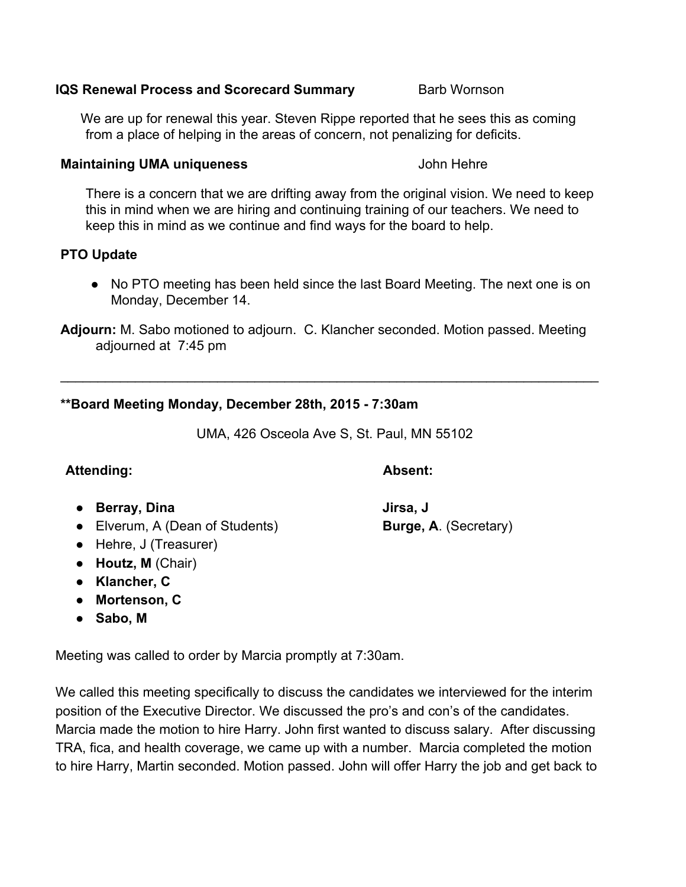**IQS Renewal Process and Scorecard Summary** Barb Wornson

We are up for renewal this year. Steven Rippe reported that he sees this as coming from a place of helping in the areas of concern, not penalizing for deficits.

**Maintaining UMA uniqueness** John Hehre

There is a concern that we are drifting away from the original vision. We need to keep this in mind when we are hiring and continuing training of our teachers. We need to keep this in mind as we continue and find ways for the board to help.

**PTO Update**

- No PTO meeting has been held since the last Board Meeting. The next one is on Monday, December 14.

**Adjourn:** M. Sabo motioned to adjourn. C. Klancher seconded. Motion passed. Meeting adjourned at 7:45 pm

---

**\*\*Board Meeting Monday, December 28th, 2015 - 7:30am**

UMA, 426 Osceola Ave S, St. Paul, MN 55102

**Attending:**

- **Berray, Dina**
- Elverum, A (Dean of Students)
- Hehre, J (Treasurer)
- **Houtz, M** (Chair)
- **Klancher, C**
- **Mortenson, C**
- **Sabo, M**

**Absent:**

**Jirsa, J**
**Burge, A**. (Secretary)

Meeting was called to order by Marcia promptly at 7:30am.

We called this meeting specifically to discuss the candidates we interviewed for the interim position of the Executive Director. We discussed the pro's and con's of the candidates. Marcia made the motion to hire Harry. John first wanted to discuss salary. After discussing TRA, fica, and health coverage, we came up with a number. Marcia completed the motion to hire Harry, Martin seconded. Motion passed. John will offer Harry the job and get back to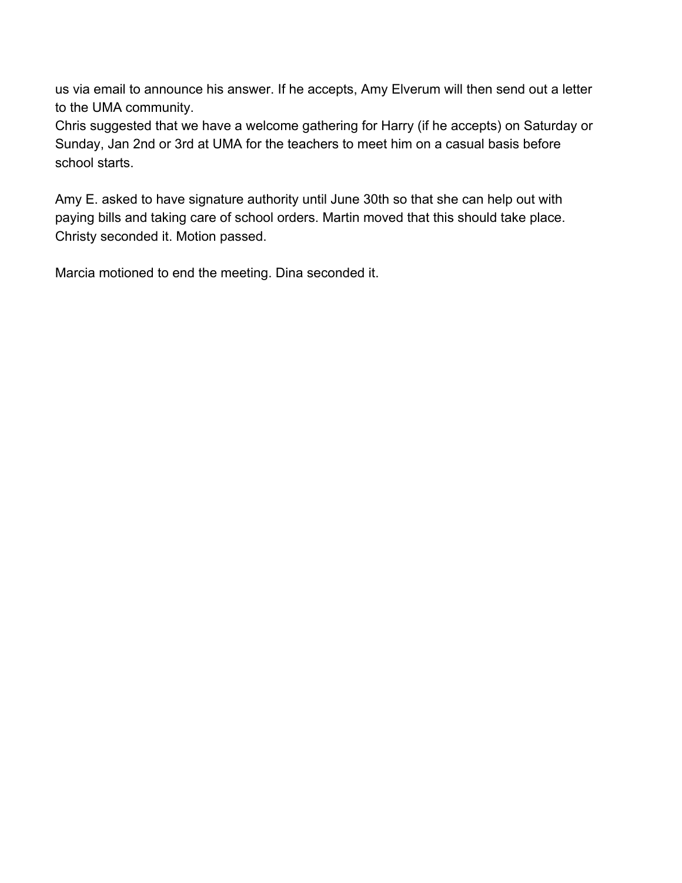us via email to announce his answer. If he accepts, Amy Elverum will then send out a letter to the UMA community.
Chris suggested that we have a welcome gathering for Harry (if he accepts) on Saturday or Sunday, Jan 2nd or 3rd at UMA for the teachers to meet him on a casual basis before school starts.

Amy E. asked to have signature authority until June 30th so that she can help out with paying bills and taking care of school orders. Martin moved that this should take place. Christy seconded it. Motion passed.

Marcia motioned to end the meeting. Dina seconded it.